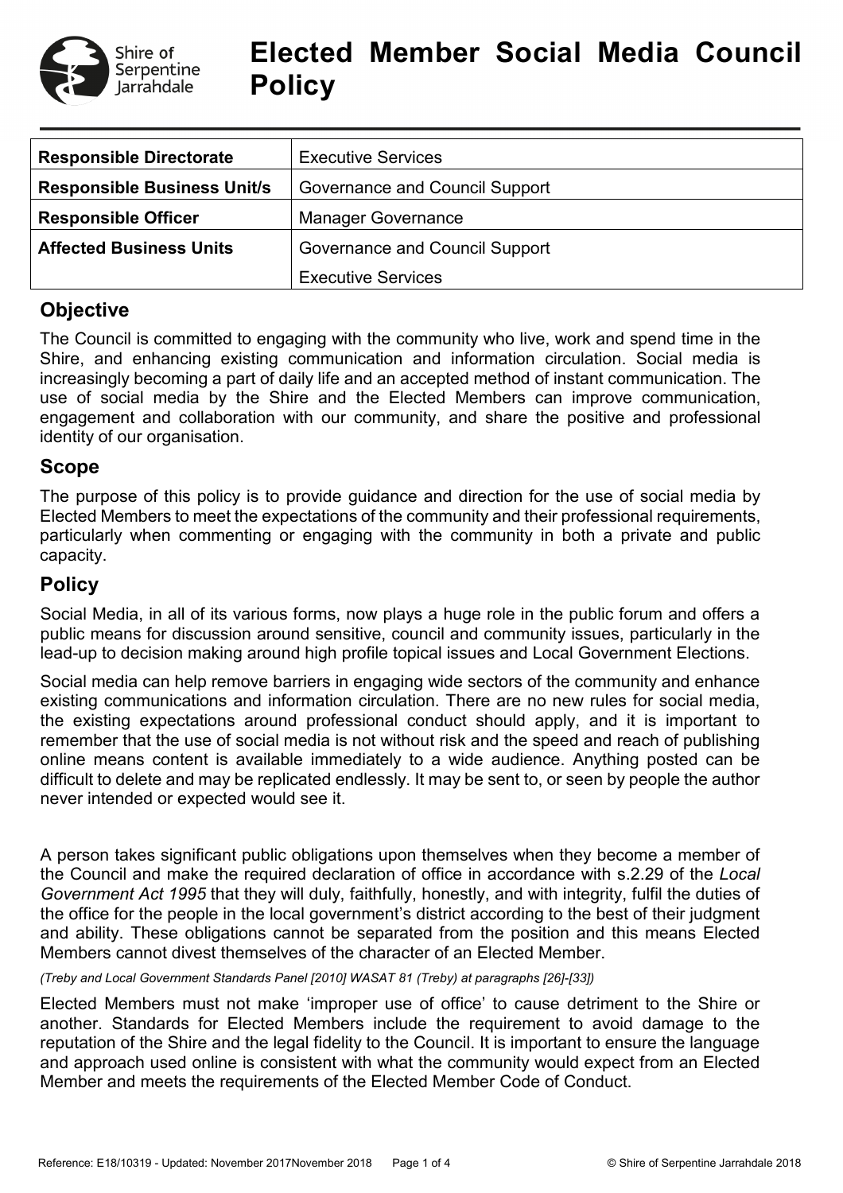# Elected Member Social Media Council Policy

| Responsible Directorate | Executive Services |
|---|---|
| **Responsible Business Unit/s** | Governance and Council Support |
| **Responsible Officer** | Manager Governance |
| **Affected Business Units** | Governance and Council Support<br>Executive Services |

## Objective

The Council is committed to engaging with the community who live, work and spend time in the Shire, and enhancing existing communication and information circulation. Social media is increasingly becoming a part of daily life and an accepted method of instant communication. The use of social media by the Shire and the Elected Members can improve communication, engagement and collaboration with our community, and share the positive and professional identity of our organisation.

## Scope

The purpose of this policy is to provide guidance and direction for the use of social media by Elected Members to meet the expectations of the community and their professional requirements, particularly when commenting or engaging with the community in both a private and public capacity.

## Policy

Social Media, in all of its various forms, now plays a huge role in the public forum and offers a public means for discussion around sensitive, council and community issues, particularly in the lead-up to decision making around high profile topical issues and Local Government Elections.

Social media can help remove barriers in engaging wide sectors of the community and enhance existing communications and information circulation. There are no new rules for social media, the existing expectations around professional conduct should apply, and it is important to remember that the use of social media is not without risk and the speed and reach of publishing online means content is available immediately to a wide audience. Anything posted can be difficult to delete and may be replicated endlessly. It may be sent to, or seen by people the author never intended or expected would see it.

A person takes significant public obligations upon themselves when they become a member of the Council and make the required declaration of office in accordance with s.2.29 of the *Local Government Act 1995* that they will duly, faithfully, honestly, and with integrity, fulfil the duties of the office for the people in the local government's district according to the best of their judgment and ability. These obligations cannot be separated from the position and this means Elected Members cannot divest themselves of the character of an Elected Member.

*(Treby and Local Government Standards Panel [2010] WASAT 81 (Treby) at paragraphs [26]-[33])*

Elected Members must not make 'improper use of office' to cause detriment to the Shire or another. Standards for Elected Members include the requirement to avoid damage to the reputation of the Shire and the legal fidelity to the Council. It is important to ensure the language and approach used online is consistent with what the community would expect from an Elected Member and meets the requirements of the Elected Member Code of Conduct.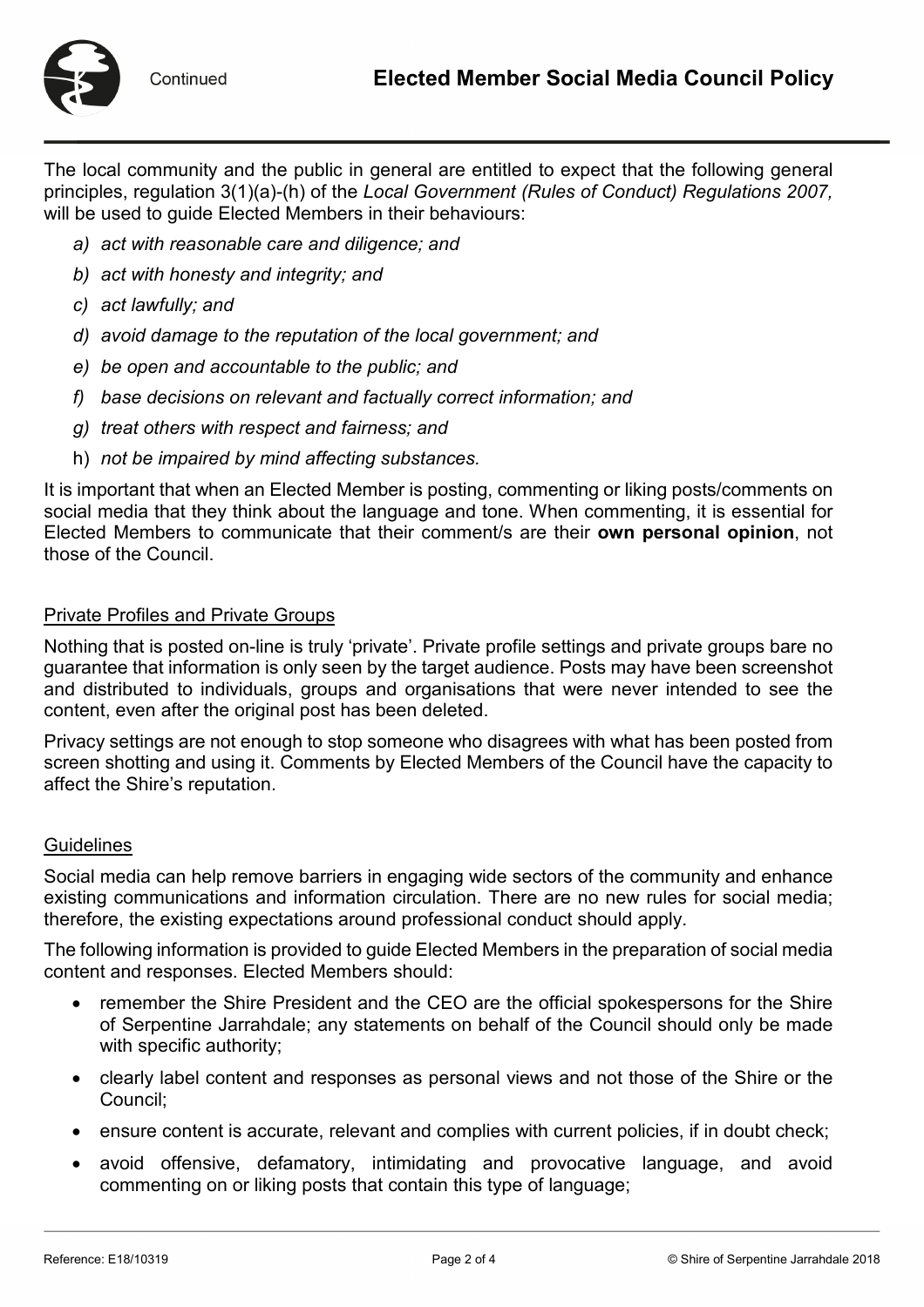The local community and the public in general are entitled to expect that the following general principles, regulation 3(1)(a)-(h) of the *Local Government (Rules of Conduct) Regulations 2007,* will be used to guide Elected Members in their behaviours:

a) *act with reasonable care and diligence; and*
b) *act with honesty and integrity; and*
c) *act lawfully; and*
d) *avoid damage to the reputation of the local government; and*
e) *be open and accountable to the public; and*
f) *base decisions on relevant and factually correct information; and*
g) *treat others with respect and fairness; and*
h) *not be impaired by mind affecting substances.*

It is important that when an Elected Member is posting, commenting or liking posts/comments on social media that they think about the language and tone. When commenting, it is essential for Elected Members to communicate that their comment/s are their **own personal opinion**, not those of the Council.

## Private Profiles and Private Groups

Nothing that is posted on-line is truly 'private'. Private profile settings and private groups bare no guarantee that information is only seen by the target audience. Posts may have been screenshot and distributed to individuals, groups and organisations that were never intended to see the content, even after the original post has been deleted.

Privacy settings are not enough to stop someone who disagrees with what has been posted from screen shotting and using it. Comments by Elected Members of the Council have the capacity to affect the Shire's reputation.

## Guidelines

Social media can help remove barriers in engaging wide sectors of the community and enhance existing communications and information circulation. There are no new rules for social media; therefore, the existing expectations around professional conduct should apply.

The following information is provided to guide Elected Members in the preparation of social media content and responses. Elected Members should:

- remember the Shire President and the CEO are the official spokespersons for the Shire of Serpentine Jarrahdale; any statements on behalf of the Council should only be made with specific authority;
- clearly label content and responses as personal views and not those of the Shire or the Council;
- ensure content is accurate, relevant and complies with current policies, if in doubt check;
- avoid offensive, defamatory, intimidating and provocative language, and avoid commenting on or liking posts that contain this type of language;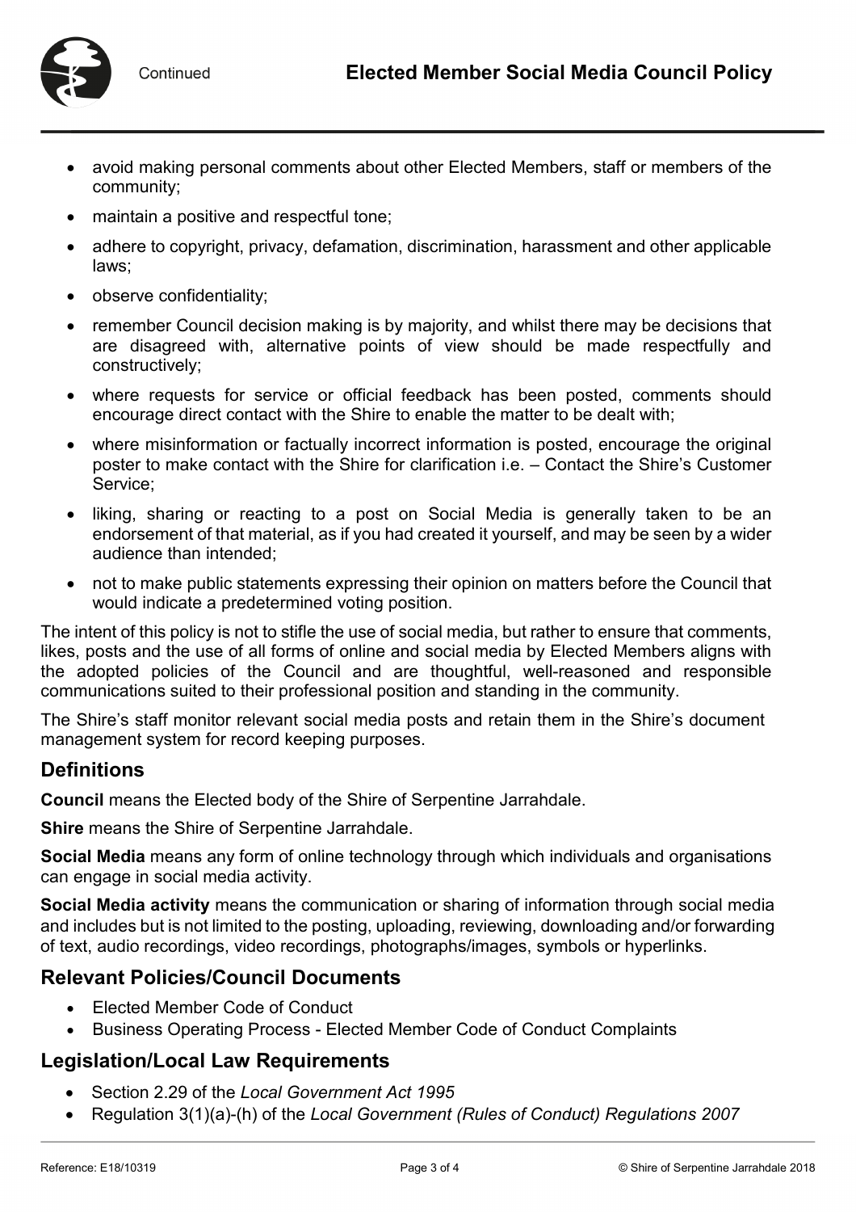- avoid making personal comments about other Elected Members, staff or members of the community;
- maintain a positive and respectful tone;
- adhere to copyright, privacy, defamation, discrimination, harassment and other applicable laws;
- observe confidentiality;
- remember Council decision making is by majority, and whilst there may be decisions that are disagreed with, alternative points of view should be made respectfully and constructively;
- where requests for service or official feedback has been posted, comments should encourage direct contact with the Shire to enable the matter to be dealt with;
- where misinformation or factually incorrect information is posted, encourage the original poster to make contact with the Shire for clarification i.e. – Contact the Shire's Customer Service;
- liking, sharing or reacting to a post on Social Media is generally taken to be an endorsement of that material, as if you had created it yourself, and may be seen by a wider audience than intended;
- not to make public statements expressing their opinion on matters before the Council that would indicate a predetermined voting position.

The intent of this policy is not to stifle the use of social media, but rather to ensure that comments, likes, posts and the use of all forms of online and social media by Elected Members aligns with the adopted policies of the Council and are thoughtful, well-reasoned and responsible communications suited to their professional position and standing in the community.

The Shire's staff monitor relevant social media posts and retain them in the Shire's document management system for record keeping purposes.

## Definitions

**Council** means the Elected body of the Shire of Serpentine Jarrahdale.

**Shire** means the Shire of Serpentine Jarrahdale.

**Social Media** means any form of online technology through which individuals and organisations can engage in social media activity.

**Social Media activity** means the communication or sharing of information through social media and includes but is not limited to the posting, uploading, reviewing, downloading and/or forwarding of text, audio recordings, video recordings, photographs/images, symbols or hyperlinks.

## Relevant Policies/Council Documents

- Elected Member Code of Conduct
- Business Operating Process - Elected Member Code of Conduct Complaints

## Legislation/Local Law Requirements

- Section 2.29 of the *Local Government Act 1995*
- Regulation 3(1)(a)-(h) of the *Local Government (Rules of Conduct) Regulations 2007*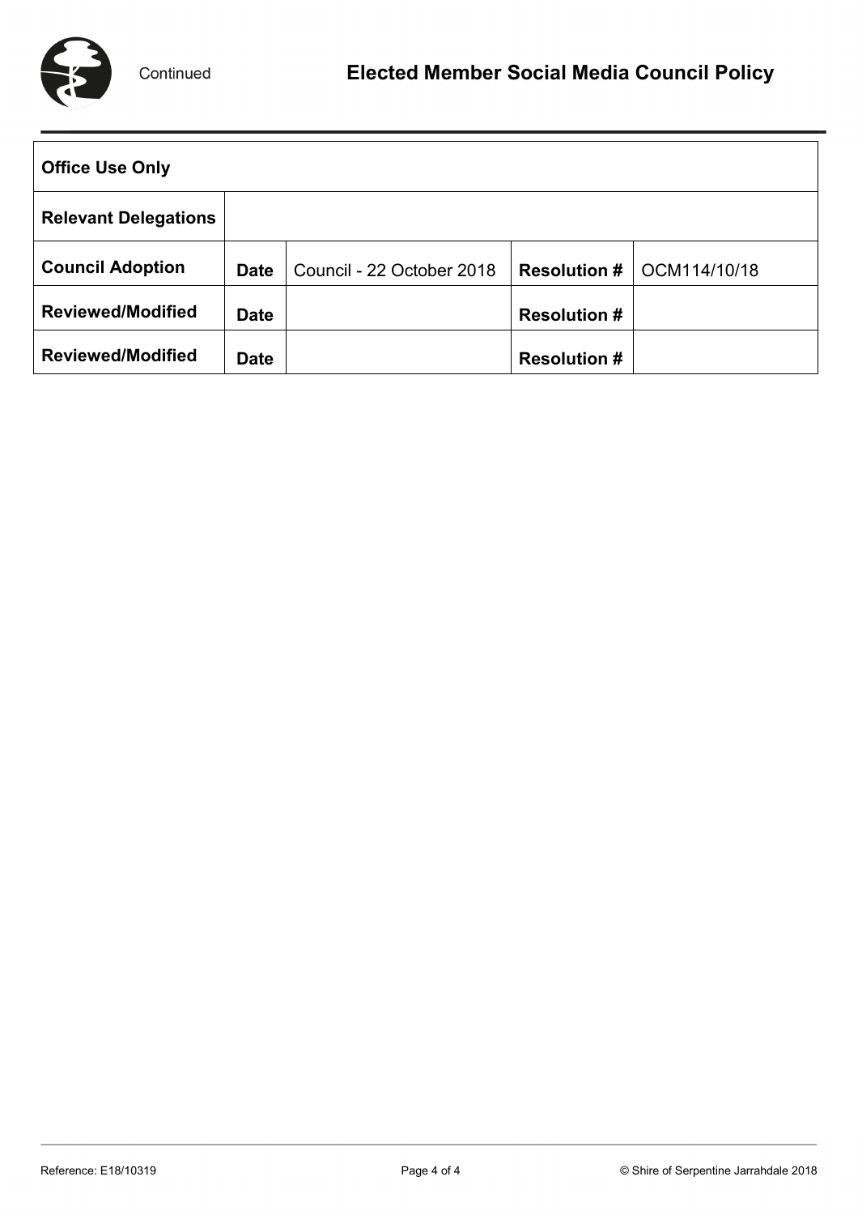| Office Use Only | | | | |
|---|---|---|---|---|
| **Relevant Delegations** | | | | |
| **Council Adoption** | **Date** | Council - 22 October 2018 | **Resolution #** | OCM114/10/18 |
| **Reviewed/Modified** | **Date** | | **Resolution #** | |
| **Reviewed/Modified** | **Date** | | **Resolution #** | |